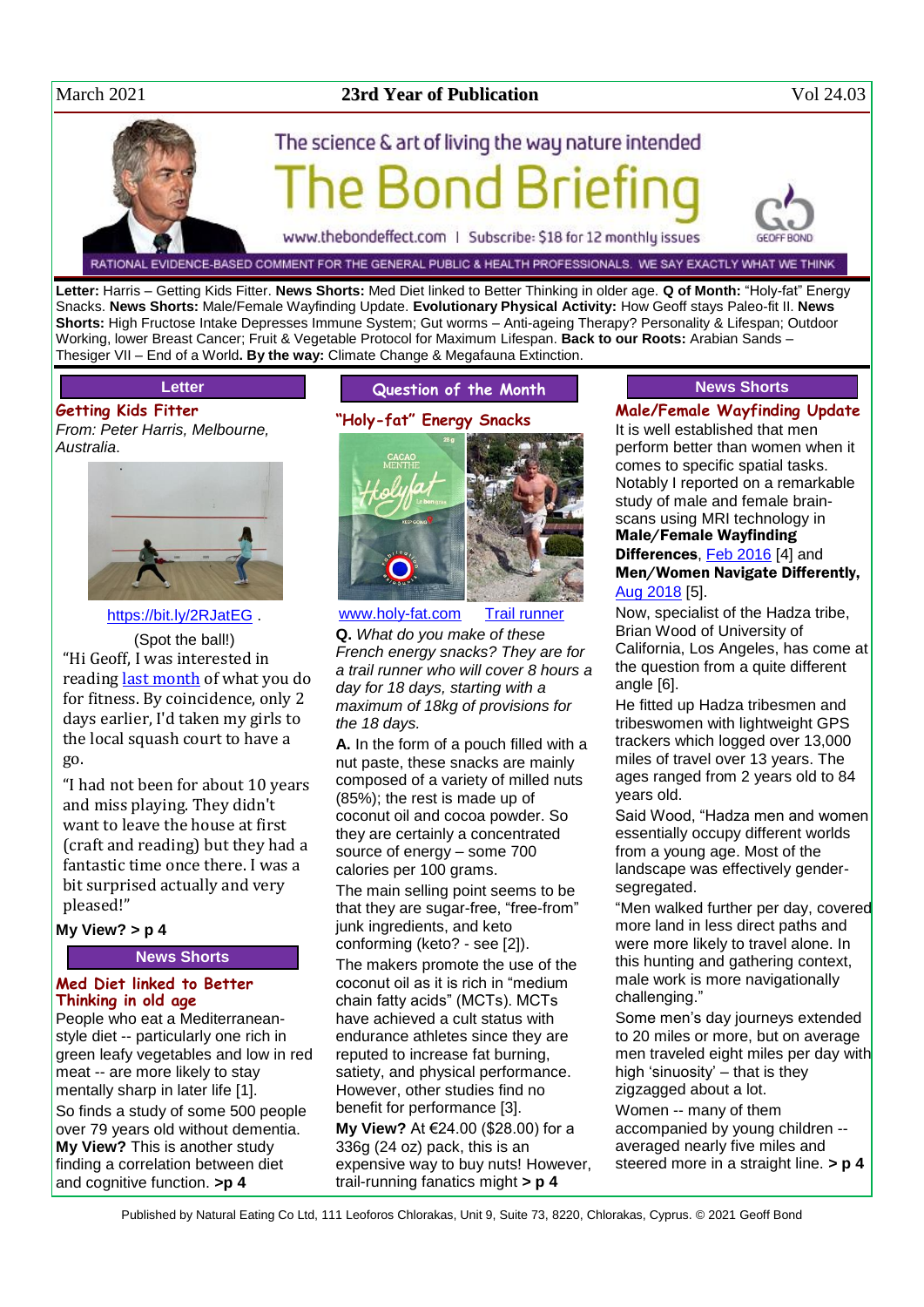March 2021 | **23rd Year of Publication** | Vol 24.03

# The Bond Briefing

The science & art of living the way nature intended

www.thebondeffect.com | Subscribe: $18 for 12 monthly issues

RATIONAL EVIDENCE-BASED COMMENT FOR THE GENERAL PUBLIC & HEALTH PROFESSIONALS. WE SAY EXACTLY WHAT WE THINK

**Letter:** Harris – Getting Kids Fitter. **News Shorts:** Med Diet linked to Better Thinking in older age. **Q of Month:** "Holy-fat" Energy Snacks. **News Shorts:** Male/Female Wayfinding Update. **Evolutionary Physical Activity:** How Geoff stays Paleo-fit II. **News Shorts:** High Fructose Intake Depresses Immune System; Gut worms – Anti-ageing Therapy? Personality & Lifespan; Outdoor Working, lower Breast Cancer; Fruit & Vegetable Protocol for Maximum Lifespan. **Back to our Roots:** Arabian Sands – Thesiger VII – End of a World**. By the way:** Climate Change & Megafauna Extinction.

## Letter

### Getting Kids Fitter

*From: Peter Harris, Melbourne, Australia*.

https://bit.ly/2RJatEG .

(Spot the ball!)

"Hi Geoff, I was interested in reading last month of what you do for fitness. By coincidence, only 2 days earlier, I'd taken my girls to the local squash court to have a go.

"I had not been for about 10 years and miss playing. They didn't want to leave the house at first (craft and reading) but they had a fantastic time once there. I was a bit surprised actually and very pleased!"

**My View? > p 4**

## News Shorts

### Med Diet linked to Better Thinking in old age

People who eat a Mediterranean-style diet -- particularly one rich in green leafy vegetables and low in red meat -- are more likely to stay mentally sharp in later life [1].

So finds a study of some 500 people over 79 years old without dementia.

**My View?** This is another study finding a correlation between diet and cognitive function. **>p 4**

## Question of the Month

### "Holy-fat" Energy Snacks

www.holy-fat.com Trail runner

**Q.** *What do you make of these French energy snacks? They are for a trail runner who will cover 8 hours a day for 18 days, starting with a maximum of 18kg of provisions for the 18 days.*

**A.** In the form of a pouch filled with a nut paste, these snacks are mainly composed of a variety of milled nuts (85%); the rest is made up of coconut oil and cocoa powder. So they are certainly a concentrated source of energy – some 700 calories per 100 grams.

The main selling point seems to be that they are sugar-free, "free-from" junk ingredients, and keto conforming (keto? - see [2]).

The makers promote the use of the coconut oil as it is rich in "medium chain fatty acids" (MCTs). MCTs have achieved a cult status with endurance athletes since they are reputed to increase fat burning, satiety, and physical performance. However, other studies find no benefit for performance [3].

**My View?** At €24.00 ($28.00) for a 336g (24 oz) pack, this is an expensive way to buy nuts! However, trail-running fanatics might **> p 4**

## News Shorts

### Male/Female Wayfinding Update

It is well established that men perform better than women when it comes to specific spatial tasks. Notably I reported on a remarkable study of male and female brain-scans using MRI technology in **Male/Female Wayfinding Differences**, Feb 2016 [4] and **Men/Women Navigate Differently,** Aug 2018 [5].

Now, specialist of the Hadza tribe, Brian Wood of University of California, Los Angeles, has come at the question from a quite different angle [6].

He fitted up Hadza tribesmen and tribeswomen with lightweight GPS trackers which logged over 13,000 miles of travel over 13 years. The ages ranged from 2 years old to 84 years old.

Said Wood, "Hadza men and women essentially occupy different worlds from a young age. Most of the landscape was effectively gender-segregated.

"Men walked further per day, covered more land in less direct paths and were more likely to travel alone. In this hunting and gathering context, male work is more navigationally challenging."

Some men's day journeys extended to 20 miles or more, but on average men traveled eight miles per day with high 'sinuosity' – that is they zigzagged about a lot.

Women -- many of them accompanied by young children -- averaged nearly five miles and steered more in a straight line. **> p 4**

Published by Natural Eating Co Ltd, 111 Leoforos Chlorakas, Unit 9, Suite 73, 8220, Chlorakas, Cyprus. © 2021 Geoff Bond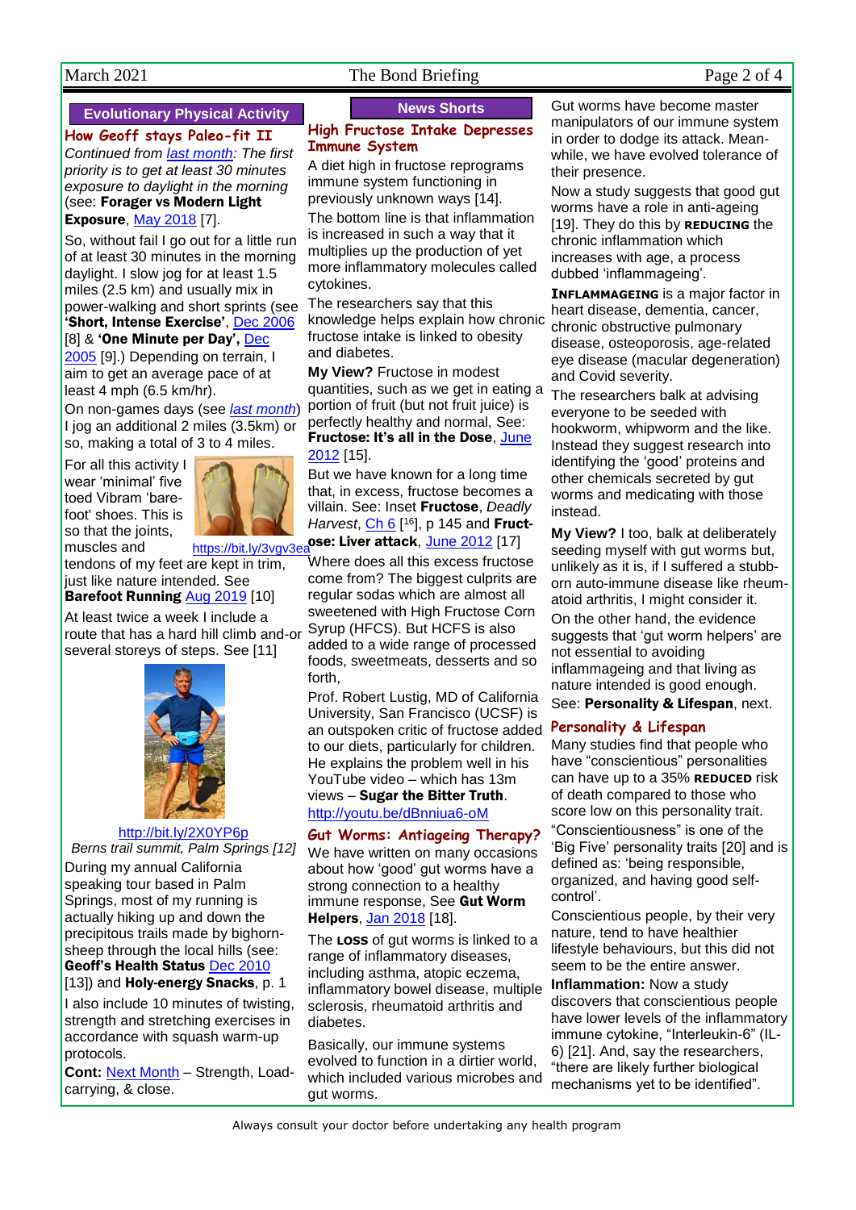## Evolutionary Physical Activity

### How Geoff stays Paleo-fit II

*Continued from [last month](): The first priority is to get at least 30 minutes exposure to daylight in the morning* (see: **Forager vs Modern Light Exposure**, [May 2018]() [7].

So, without fail I go out for a little run of at least 30 minutes in the morning daylight. I slow jog for at least 1.5 miles (2.5 km) and usually mix in power-walking and short sprints (see **'Short, Intense Exercise'**, [Dec 2006]() [8] & **'One Minute per Day'**, [Dec 2005]() [9].) Depending on terrain, I aim to get an average pace of at least 4 mph (6.5 km/hr).

On non-games days (see *[last month]()*) I jog an additional 2 miles (3.5km) or so, making a total of 3 to 4 miles.

For all this activity I wear 'minimal' five toed Vibram 'bare-foot' shoes. This is so that the joints, muscles and tendons of my feet are kept in trim, just like nature intended. See **Barefoot Running** [Aug 2019]() [10]

https://bit.ly/3vgv3ea

At least twice a week I include a route that has a hard hill climb and-or several storeys of steps. See [11]

http://bit.ly/2X0YP6p

*Berns trail summit, Palm Springs [12]*

During my annual California speaking tour based in Palm Springs, most of my running is actually hiking up and down the precipitous trails made by bighorn-sheep through the local hills (see: **Geoff's Health Status** [Dec 2010]() [13]) and **Holy-energy Snacks**, p. 1

I also include 10 minutes of twisting, strength and stretching exercises in accordance with squash warm-up protocols.

**Cont:** [Next Month]() – Strength, Load-carrying, & close.

## News Shorts

### High Fructose Intake Depresses Immune System

A diet high in fructose reprograms immune system functioning in previously unknown ways [14].

The bottom line is that inflammation is increased in such a way that it multiplies up the production of yet more inflammatory molecules called cytokines.

The researchers say that this knowledge helps explain how chronic fructose intake is linked to obesity and diabetes.

**My View?** Fructose in modest quantities, such as we get in eating a portion of fruit (but not fruit juice) is perfectly healthy and normal, See: **Fructose: It's all in the Dose**, [June 2012]() [15].

But we have known for a long time that, in excess, fructose becomes a villain. See: Inset **Fructose**, *Deadly Harvest*, [Ch 6]() [16], p 145 and **Fructose: Liver attack**, [June 2012]() [17]

Where does all this excess fructose come from? The biggest culprits are regular sodas which are almost all sweetened with High Fructose Corn Syrup (HFCS). But HCFS is also added to a wide range of processed foods, sweetmeats, desserts and so forth,

Prof. Robert Lustig, MD of California University, San Francisco (UCSF) is an outspoken critic of fructose added to our diets, particularly for children. He explains the problem well in his YouTube video – which has 13m views – **Sugar the Bitter Truth**. http://youtu.be/dBnniua6-oM

### Gut Worms: Antiageing Therapy?

We have written on many occasions about how 'good' gut worms have a strong connection to a healthy immune response, See **Gut Worm Helpers**, [Jan 2018]() [18].

The **LOSS** of gut worms is linked to a range of inflammatory diseases, including asthma, atopic eczema, inflammatory bowel disease, multiple sclerosis, rheumatoid arthritis and diabetes.

Basically, our immune systems evolved to function in a dirtier world, which included various microbes and gut worms.

Gut worms have become master manipulators of our immune system in order to dodge its attack. Meanwhile, we have evolved tolerance of their presence.

Now a study suggests that good gut worms have a role in anti-ageing [19]. They do this by **REDUCING** the chronic inflammation which increases with age, a process dubbed 'inflammageing'.

**INFLAMMAGEING** is a major factor in heart disease, dementia, cancer, chronic obstructive pulmonary disease, osteoporosis, age-related eye disease (macular degeneration) and Covid severity.

The researchers balk at advising everyone to be seeded with hookworm, whipworm and the like. Instead they suggest research into identifying the 'good' proteins and other chemicals secreted by gut worms and medicating with those instead.

**My View?** I too, balk at deliberately seeding myself with gut worms but, unlikely as it is, if I suffered a stubborn auto-immune disease like rheumatoid arthritis, I might consider it.

On the other hand, the evidence suggests that 'gut worm helpers' are not essential to avoiding inflammageing and that living as nature intended is good enough. See: **Personality & Lifespan**, next.

### Personality & Lifespan

Many studies find that people who have "conscientious" personalities can have up to a 35% **REDUCED** risk of death compared to those who score low on this personality trait.

"Conscientiousness" is one of the 'Big Five' personality traits [20] and is defined as: 'being responsible, organized, and having good self-control'.

Conscientious people, by their very nature, tend to have healthier lifestyle behaviours, but this did not seem to be the entire answer.

**Inflammation:** Now a study discovers that conscientious people have lower levels of the inflammatory immune cytokine, "Interleukin-6" (IL-6) [21]. And, say the researchers, "there are likely further biological mechanisms yet to be identified".

Always consult your doctor before undertaking any health program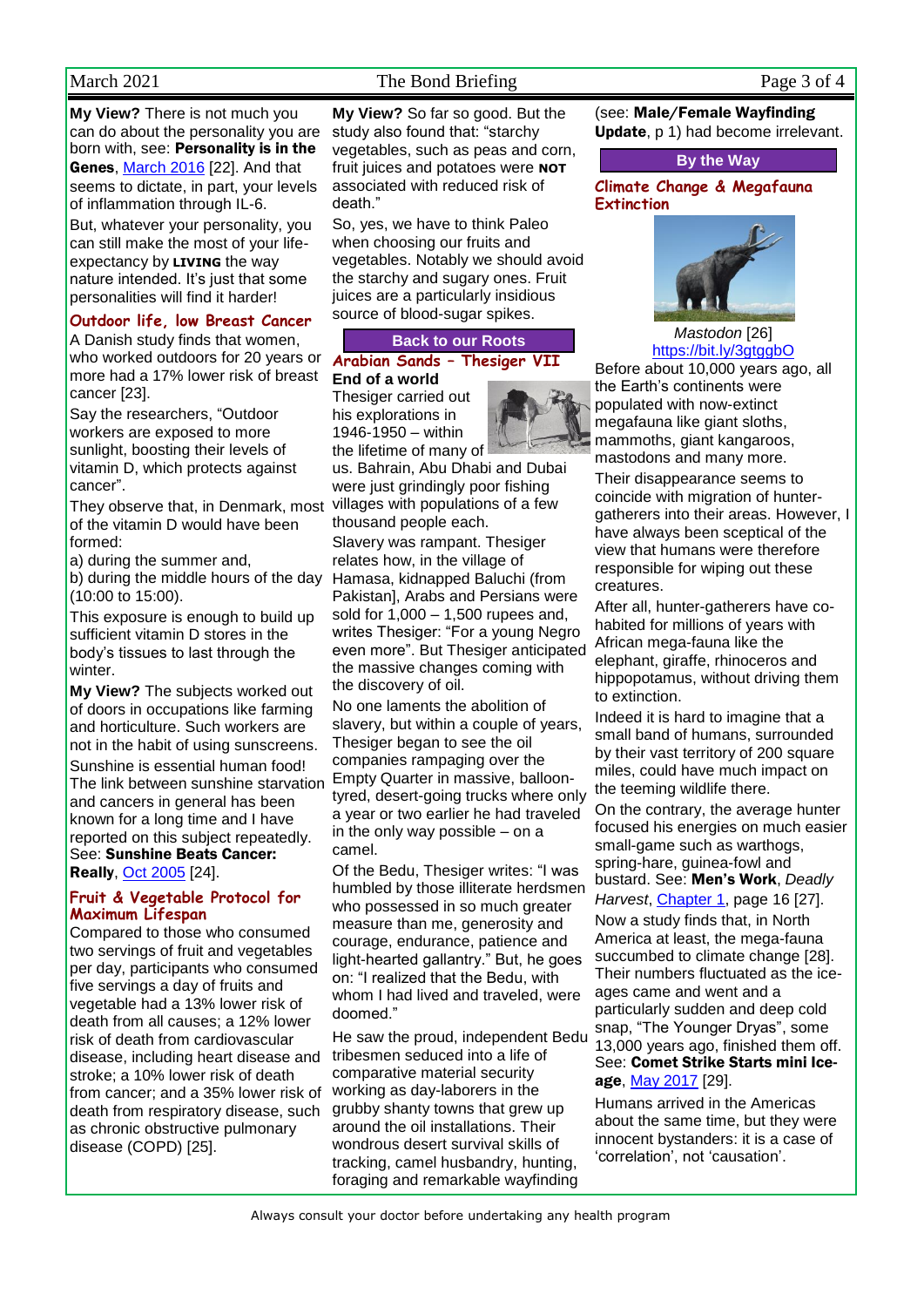**My View?** There is not much you can do about the personality you are born with, see: **Personality is in the Genes**, March 2016 [22]. And that seems to dictate, in part, your levels of inflammation through IL-6.

But, whatever your personality, you can still make the most of your life-expectancy by **LIVING** the way nature intended. It's just that some personalities will find it harder!

### Outdoor life, low Breast Cancer

A Danish study finds that women, who worked outdoors for 20 years or more had a 17% lower risk of breast cancer [23].

Say the researchers, "Outdoor workers are exposed to more sunlight, boosting their levels of vitamin D, which protects against cancer".

They observe that, in Denmark, most of the vitamin D would have been formed:

a) during the summer and,
b) during the middle hours of the day (10:00 to 15:00).

This exposure is enough to build up sufficient vitamin D stores in the body's tissues to last through the winter.

**My View?** The subjects worked out of doors in occupations like farming and horticulture. Such workers are not in the habit of using sunscreens.

Sunshine is essential human food! The link between sunshine starvation and cancers in general has been known for a long time and I have reported on this subject repeatedly. See: **Sunshine Beats Cancer: Really**, Oct 2005 [24].

### Fruit & Vegetable Protocol for Maximum Lifespan

Compared to those who consumed two servings of fruit and vegetables per day, participants who consumed five servings a day of fruits and vegetable had a 13% lower risk of death from all causes; a 12% lower risk of death from cardiovascular disease, including heart disease and stroke; a 10% lower risk of death from cancer; and a 35% lower risk of death from respiratory disease, such as chronic obstructive pulmonary disease (COPD) [25].

**My View?** So far so good. But the study also found that: "starchy vegetables, such as peas and corn, fruit juices and potatoes were **NOT** associated with reduced risk of death."

So, yes, we have to think Paleo when choosing our fruits and vegetables. Notably we should avoid the starchy and sugary ones. Fruit juices are a particularly insidious source of blood-sugar spikes.

## Back to our Roots

### Arabian Sands – Thesiger VII

**End of a world**

Thesiger carried out his explorations in 1946-1950 – within the lifetime of many of us. Bahrain, Abu Dhabi and Dubai were just grindingly poor fishing villages with populations of a few thousand people each.

Slavery was rampant. Thesiger relates how, in the village of Hamasa, kidnapped Baluchi (from Pakistan], Arabs and Persians were sold for 1,000 – 1,500 rupees and, writes Thesiger: "For a young Negro even more". But Thesiger anticipated the massive changes coming with the discovery of oil.

No one laments the abolition of slavery, but within a couple of years, Thesiger began to see the oil companies rampaging over the Empty Quarter in massive, balloon-tyred, desert-going trucks where only a year or two earlier he had traveled in the only way possible – on a camel.

Of the Bedu, Thesiger writes: "I was humbled by those illiterate herdsmen who possessed in so much greater measure than me, generosity and courage, endurance, patience and light-hearted gallantry." But, he goes on: "I realized that the Bedu, with whom I had lived and traveled, were doomed."

He saw the proud, independent Bedu tribesmen seduced into a life of comparative material security working as day-laborers in the grubby shanty towns that grew up around the oil installations. Their wondrous desert survival skills of tracking, camel husbandry, hunting, foraging and remarkable wayfinding (see: **Male/Female Wayfinding Update**, p 1) had become irrelevant.

## By the Way

### Climate Change & Megafauna Extinction

*Mastodon* [26]
https://bit.ly/3gtggbO

Before about 10,000 years ago, all the Earth's continents were populated with now-extinct megafauna like giant sloths, mammoths, giant kangaroos, mastodons and many more.

Their disappearance seems to coincide with migration of hunter-gatherers into their areas. However, I have always been sceptical of the view that humans were therefore responsible for wiping out these creatures.

After all, hunter-gatherers have co-habited for millions of years with African mega-fauna like the elephant, giraffe, rhinoceros and hippopotamus, without driving them to extinction.

Indeed it is hard to imagine that a small band of humans, surrounded by their vast territory of 200 square miles, could have much impact on the teeming wildlife there.

On the contrary, the average hunter focused his energies on much easier small-game such as warthogs, spring-hare, guinea-fowl and bustard. See: **Men's Work**, *Deadly Harvest*, Chapter 1, page 16 [27].

Now a study finds that, in North America at least, the mega-fauna succumbed to climate change [28]. Their numbers fluctuated as the ice-ages came and went and a particularly sudden and deep cold snap, "The Younger Dryas", some 13,000 years ago, finished them off. See: **Comet Strike Starts mini Ice-age**, May 2017 [29].

Humans arrived in the Americas about the same time, but they were innocent bystanders: it is a case of 'correlation', not 'causation'.

Always consult your doctor before undertaking any health program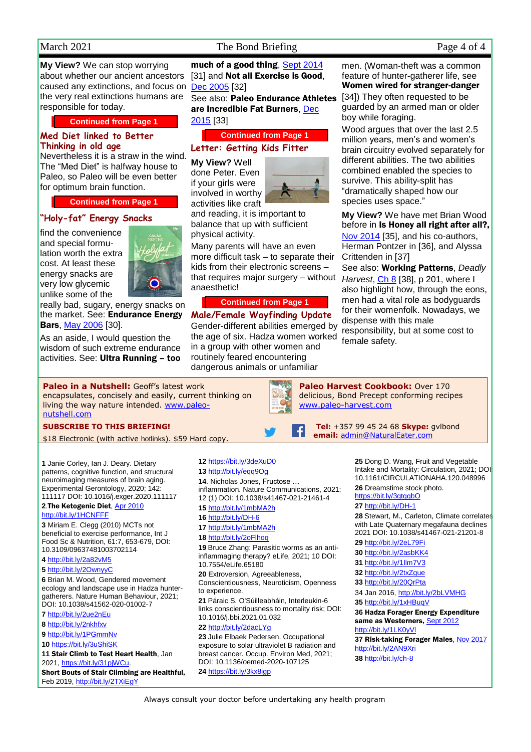**My View?** We can stop worrying about whether our ancient ancestors caused any extinctions, and focus on the very real extinctions humans are responsible for today.

Continued from Page 1

## Med Diet linked to Better Thinking in old age

Nevertheless it is a straw in the wind. The "Med Diet" is halfway house to Paleo, so Paleo will be even better for optimum brain function.

Continued from Page 1

## "Holy-fat" Energy Snacks

find the convenience and special formulation worth the extra cost. At least these energy snacks are very low glycemic unlike some of the really bad, sugary, energy snacks on the market. See: **Endurance Energy Bars**, May 2006 [30].

As an aside, I would question the wisdom of such extreme endurance activities. See: **Ultra Running – too much of a good thing**, Sept 2014 [31] and **Not all Exercise is Good**, Dec 2005 [32]

See also: **Paleo Endurance Athletes are Incredible Fat Burners**, Dec 2015 [33]

Continued from Page 1

## Letter: Getting Kids Fitter

**My View?** Well done Peter. Even if your girls were involved in worthy activities like craft and reading, it is important to balance that up with sufficient physical activity.

Many parents will have an even more difficult task – to separate their kids from their electronic screens – that requires major surgery – without anaesthetic!

Continued from Page 1

## Male/Female Wayfinding Update

Gender-different abilities emerged by the age of six. Hadza women worked in a group with other women and routinely feared encountering dangerous animals or unfamiliar men. (Woman-theft was a common feature of hunter-gatherer life, see **Women wired for stranger-danger** [34]) They often requested to be guarded by an armed man or older boy while foraging.

Wood argues that over the last 2.5 million years, men's and women's brain circuitry evolved separately for different abilities. The two abilities combined enabled the species to survive. This ability-split has "dramatically shaped how our species uses space."

**My View?** We have met Brian Wood before in **Is Honey all right after all?,** Nov 2014 [35], and his co-authors, Herman Pontzer in [36], and Alyssa Crittenden in [37]

See also: **Working Patterns**, *Deadly Harvest*, Ch 8 [38], p 201, where I also highlight how, through the eons, men had a vital role as bodyguards for their womenfolk. Nowadays, we dispense with this male responsibility, but at some cost to female safety.

---

**Paleo in a Nutshell:** Geoff's latest work encapsulates, concisely and easily, current thinking on living the way nature intended. www.paleo-nutshell.com

**Paleo Harvest Cookbook:** Over 170 delicious, Bond Precept conforming recipes www.paleo-harvest.com

**SUBSCRIBE TO THIS BRIEFING!**

$18 Electronic (with active hotlinks). $59 Hard copy.

**Tel:** +357 99 45 24 68 **Skype:** gvlbond
**email:** admin@NaturalEater.com

---

**1** Janie Corley, Ian J. Deary. Dietary patterns, cognitive function, and structural neuroimaging measures of brain aging. Experimental Gerontology, 2020; 142: 111117 DOI: 10.1016/j.exger.2020.111117

**2** **The Ketogenic Diet**, Apr 2010 http://bit.ly/1HCNFFF

**3** Miriam E. Clegg (2010) MCTs not beneficial to exercise performance, Int J Food Sc & Nutrition, 61:7, 653-679, DOI: 10.3109/09637481003702114

**4** http://bit.ly/2a82vM5

**5** http://bit.ly/2OwnyyC

**6** Brian M. Wood, Gendered movement ecology and landscape use in Hadza hunter-gatherers. Nature Human Behaviour, 2021; DOI: 10.1038/s41562-020-01002-7

**7** http://bit.ly/2ue2nEu

**8** http://bit.ly/2nkhfxv

**9** http://bit.ly/1PGmmNv

**10** https://bit.ly/3uShiSK

**11** **Stair Climb to Test Heart Health**, Jan 2021, https://bit.ly/31pjWCu.

**Short Bouts of Stair Climbing are Healthful,** Feb 2019, http://bit.ly/2TXiEgY

**12** https://bit.ly/3deXuD0

**13** http://bit.ly/eqq9Og

**14**. Nicholas Jones, Fructose … inflammation. Nature Communications, 2021; 12 (1) DOI: 10.1038/s41467-021-21461-4

**15** http://bit.ly/1mbMA2h

**16** http://bit.ly/DH-6

**17** http://bit.ly/1mbMA2h

**18** http://bit.ly/2oFlhog

**19** Bruce Zhang: Parasitic worms as an anti-inflammaging therapy? eLife, 2021; 10 DOI: 10.7554/eLife.65180

**20** Extroversion, Agreeableness, Conscientiousness, Neuroticism, Openness to experience.

**21** Páraic S. O'Súilleabháin, Interleukin-6 links conscientiousness to mortality risk; DOI: 10.1016/j.bbi.2021.01.032

**22** http://bit.ly/2dacLYg

**23** Julie Elbaek Pedersen. Occupational exposure to solar ultraviolet B radiation and breast cancer. Occup. Environ Med, 2021; DOI: 10.1136/oemed-2020-107125

**24** https://bit.ly/3kx8igp

**25** Dong D. Wang, Fruit and Vegetable Intake and Mortality: Circulation, 2021; DOI 10.1161/CIRCULATIONAHA.120.048996

**26** Dreamstime stock photo. https://bit.ly/3gtqgbO

**27** http://bit.ly/DH-1

**28** Stewart, M., Carleton, Climate correlates with Late Quaternary megafauna declines 2021 DOI: 10.1038/s41467-021-21201-8

**29** http://bit.ly/2eL79Fi

**30** http://bit.ly/2asbKK4

**31** http://bit.ly/1Ilm7V3

**32** http://bit.ly/2txZgue

**33** http://bit.ly/20QrPta

34 Jan 2016, http://bit.ly/2bLVMHG

**35** http://bit.ly/1xHBuqV

**36** **Hadza Forager Energy Expenditure same as Westerners,** Sept 2012 http://bit.ly/1LK0yVl

**37** **Risk-taking Forager Males**, Nov 2017 http://bit.ly/2AN9Xri

**38** http://bit.ly/ch-8

Always consult your doctor before undertaking any health program